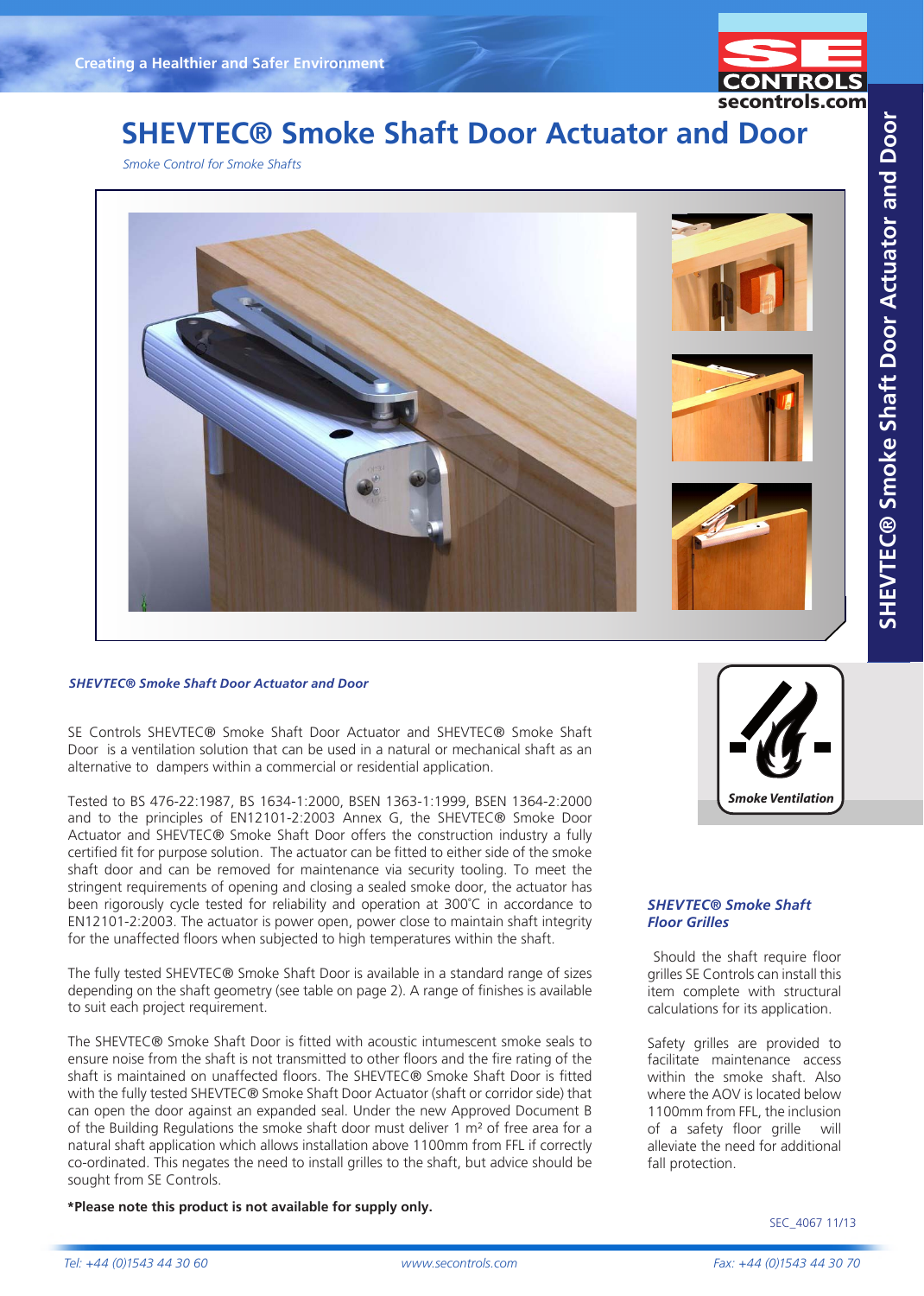# SHEVTEC® Smoke Shaft Door Actuator and Door

*Smoke Control for Smoke Shafts*

***SHEVTEC® Smoke Shaft Door Actuator and Door***

SE Controls SHEVTEC® Smoke Shaft Door Actuator and SHEVTEC® Smoke Shaft Door is a ventilation solution that can be used in a natural or mechanical shaft as an alternative to dampers within a commercial or residential application.

Tested to BS 476-22:1987, BS 1634-1:2000, BSEN 1363-1:1999, BSEN 1364-2:2000 and to the principles of EN12101-2:2003 Annex G, the SHEVTEC® Smoke Door Actuator and SHEVTEC® Smoke Shaft Door offers the construction industry a fully certified fit for purpose solution. The actuator can be fitted to either side of the smoke shaft door and can be removed for maintenance via security tooling. To meet the stringent requirements of opening and closing a sealed smoke door, the actuator has been rigorously cycle tested for reliability and operation at 300˚C in accordance to EN12101-2:2003. The actuator is power open, power close to maintain shaft integrity for the unaffected floors when subjected to high temperatures within the shaft.

The fully tested SHEVTEC® Smoke Shaft Door is available in a standard range of sizes depending on the shaft geometry (see table on page 2). A range of finishes is available to suit each project requirement.

The SHEVTEC® Smoke Shaft Door is fitted with acoustic intumescent smoke seals to ensure noise from the shaft is not transmitted to other floors and the fire rating of the shaft is maintained on unaffected floors. The SHEVTEC® Smoke Shaft Door is fitted with the fully tested SHEVTEC® Smoke Shaft Door Actuator (shaft or corridor side) that can open the door against an expanded seal. Under the new Approved Document B of the Building Regulations the smoke shaft door must deliver 1 m² of free area for a natural shaft application which allows installation above 1100mm from FFL if correctly co-ordinated. This negates the need to install grilles to the shaft, but advice should be sought from SE Controls.

**\*Please note this product is not available for supply only.**

**Smoke Ventilation**

### *SHEVTEC® Smoke Shaft Floor Grilles*

Should the shaft require floor grilles SE Controls can install this item complete with structural calculations for its application.

Safety grilles are provided to facilitate maintenance access within the smoke shaft. Also where the AOV is located below 1100mm from FFL, the inclusion of a safety floor grille will alleviate the need for additional fall protection.

SEC_4067 11/13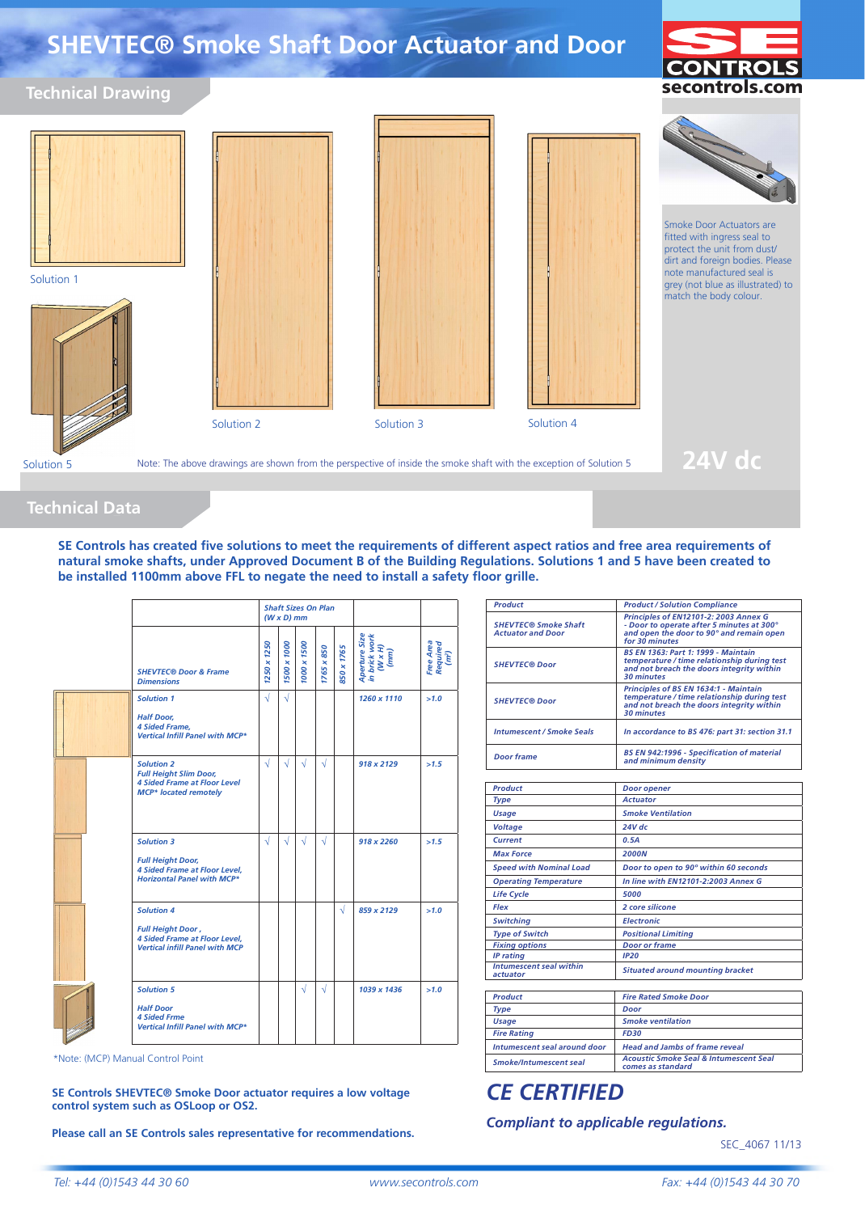# SHEVTEC® Smoke Shaft Door Actuator and Door

## Technical Drawing

Solution 1

Solution 2

Solution 3

Solution 4

Solution 5

Note: The above drawings are shown from the perspective of inside the smoke shaft with the exception of Solution 5

Smoke Door Actuators are fitted with ingress seal to protect the unit from dust/ dirt and foreign bodies. Please note manufactured seal is grey (not blue as illustrated) to match the body colour.

24V dc

## Technical Data

**SE Controls has created five solutions to meet the requirements of different aspect ratios and free area requirements of natural smoke shafts, under Approved Document B of the Building Regulations. Solutions 1 and 5 have been created to be installed 1100mm above FFL to negate the need to install a safety floor grille.**

| SHEVTEC® Door & Frame Dimensions | Shaft Sizes On Plan (W x D) mm: 1250 x 1250 | 1500 x 1000 | 1000 x 1500 | 1765 x 850 | 850 x 1765 | Aperture Size in brick work (W x H) (mm) | Free Area Required (m²) |
|---|---|---|---|---|---|---|---|
| Solution 1<br>Half Door,<br>4 Sided Frame,<br>Vertical Infill Panel with MCP* | √ | √ | | | | 1260 x 1110 | >1.0 |
| Solution 2<br>Full Height Slim Door,<br>4 Sided Frame at Floor Level<br>MCP* located remotely | √ | √ | √ | √ | | 918 x 2129 | >1.5 |
| Solution 3<br>Full Height Door,<br>4 Sided Frame at Floor Level,<br>Horizontal Panel with MCP* | √ | √ | √ | √ | | 918 x 2260 | >1.5 |
| Solution 4<br>Full Height Door ,<br>4 Sided Frame at Floor Level,<br>Vertical infill Panel with MCP | | | | | √ | 859 x 2129 | >1.0 |
| Solution 5<br>Half Door<br>4 Sided Frme<br>Vertical Infill Panel with MCP* | | | √ | √ | | 1039 x 1436 | >1.0 |

*Note: (MCP) Manual Control Point

| Product | Product / Solution Compliance |
|---|---|
| SHEVTEC® Smoke Shaft Actuator and Door | Principles of EN12101-2: 2003 Annex G - Door to operate after 5 minutes at 300° and open the door to 90° and remain open for 30 minutes |
| SHEVTEC® Door | BS EN 1363: Part 1: 1999 - Maintain temperature / time relationship during test and not breach the doors integrity within 30 minutes |
| SHEVTEC® Door | Principles of BS EN 1634:1 - Maintain temperature / time relationship during test and not breach the doors integrity within 30 minutes |
| Intumescent / Smoke Seals | In accordance to BS 476: part 31: section 31.1 |
| Door frame | BS EN 942:1996 - Specification of material and minimum density |

| Product | Door opener |
|---|---|
| Type | Actuator |
| Usage | Smoke Ventilation |
| Voltage | 24V dc |
| Current | 0.5A |
| Max Force | 2000N |
| Speed with Nominal Load | Door to open to 90° within 60 seconds |
| Operating Temperature | In line with EN12101-2:2003 Annex G |
| Life Cycle | 5000 |
| Flex | 2 core silicone |
| Switching | Electronic |
| Type of Switch | Positional Limiting |
| Fixing options | Door or frame |
| IP rating | IP20 |
| Intumescent seal within actuator | Situated around mounting bracket |

| Product | Fire Rated Smoke Door |
|---|---|
| Type | Door |
| Usage | Smoke ventilation |
| Fire Rating | FD30 |
| Intumescent seal around door | Head and Jambs of frame reveal |
| Smoke/Intumescent seal | Acoustic Smoke Seal & Intumescent Seal comes as standard |

**SE Controls SHEVTEC® Smoke Door actuator requires a low voltage control system such as OSLoop or OS2.**

**Please call an SE Controls sales representative for recommendations.**

## CE CERTIFIED

***Compliant to applicable regulations.***

SEC_4067 11/13

Tel: +44 (0)1543 44 30 60 www.secontrols.com Fax: +44 (0)1543 44 30 70